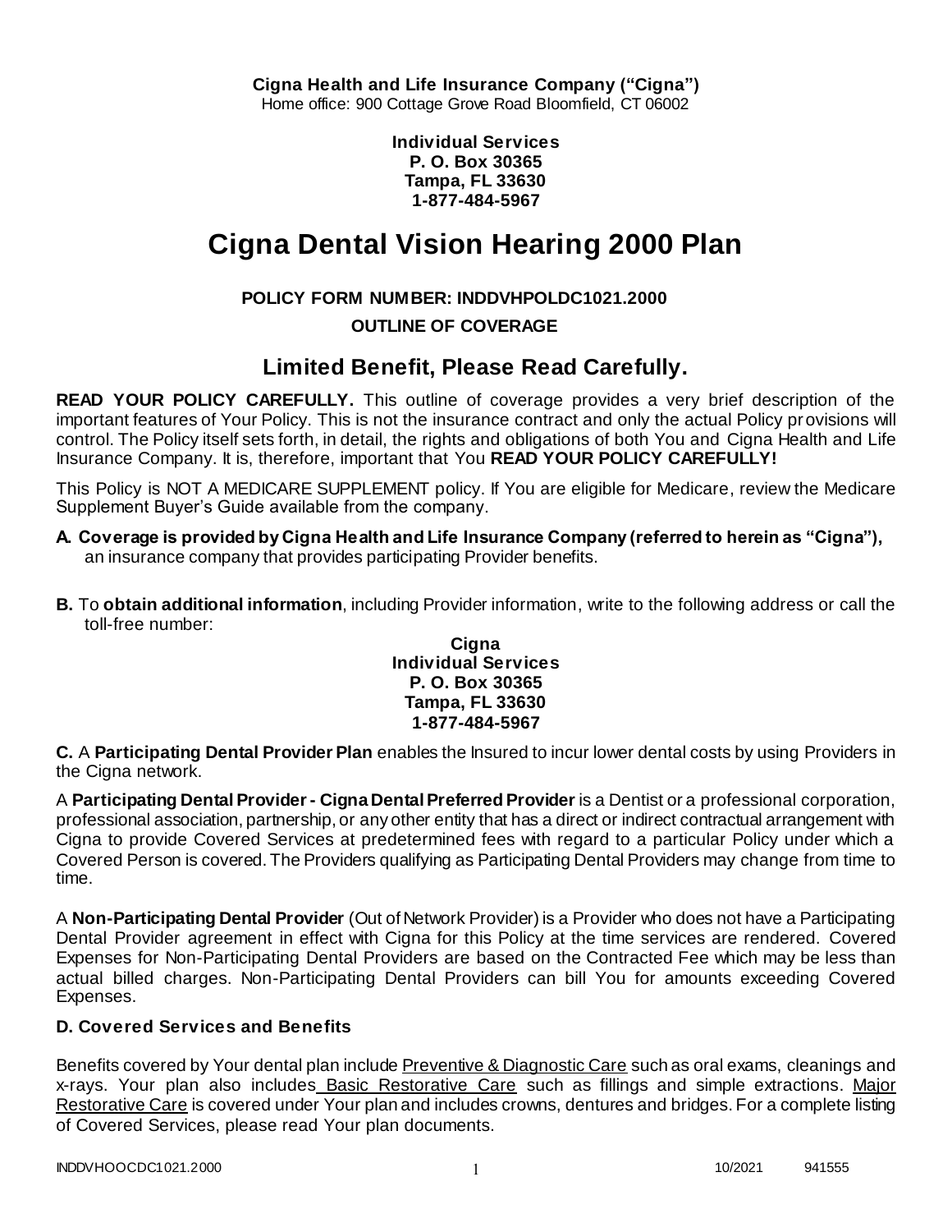**Cigna Health and Life Insurance Company ("Cigna")**
Home office: 900 Cottage Grove Road Bloomfield, CT 06002

**Individual Services**
**P. O. Box 30365**
**Tampa, FL 33630**
**1-877-484-5967**

# Cigna Dental Vision Hearing 2000 Plan

**POLICY FORM NUMBER: INDDVHPOLDC1021.2000**

**OUTLINE OF COVERAGE**

## Limited Benefit, Please Read Carefully.

**READ YOUR POLICY CAREFULLY.** This outline of coverage provides a very brief description of the important features of Your Policy. This is not the insurance contract and only the actual Policy provisions will control. The Policy itself sets forth, in detail, the rights and obligations of both You and Cigna Health and Life Insurance Company. It is, therefore, important that You **READ YOUR POLICY CAREFULLY!**

This Policy is NOT A MEDICARE SUPPLEMENT policy. If You are eligible for Medicare, review the Medicare Supplement Buyer's Guide available from the company.

**A. Coverage is provided by Cigna Health and Life Insurance Company (referred to herein as "Cigna"),** an insurance company that provides participating Provider benefits.

**B.** To **obtain additional information**, including Provider information, write to the following address or call the toll-free number:

**Cigna**
**Individual Services**
**P. O. Box 30365**
**Tampa, FL 33630**
**1-877-484-5967**

**C.** A **Participating Dental Provider Plan** enables the Insured to incur lower dental costs by using Providers in the Cigna network.

A **Participating Dental Provider - Cigna Dental Preferred Provider** is a Dentist or a professional corporation, professional association, partnership, or any other entity that has a direct or indirect contractual arrangement with Cigna to provide Covered Services at predetermined fees with regard to a particular Policy under which a Covered Person is covered. The Providers qualifying as Participating Dental Providers may change from time to time.

A **Non-Participating Dental Provider** (Out of Network Provider) is a Provider who does not have a Participating Dental Provider agreement in effect with Cigna for this Policy at the time services are rendered. Covered Expenses for Non-Participating Dental Providers are based on the Contracted Fee which may be less than actual billed charges. Non-Participating Dental Providers can bill You for amounts exceeding Covered Expenses.

### D. Covered Services and Benefits

Benefits covered by Your dental plan include Preventive & Diagnostic Care such as oral exams, cleanings and x-rays. Your plan also includes Basic Restorative Care such as fillings and simple extractions. Major Restorative Care is covered under Your plan and includes crowns, dentures and bridges. For a complete listing of Covered Services, please read Your plan documents.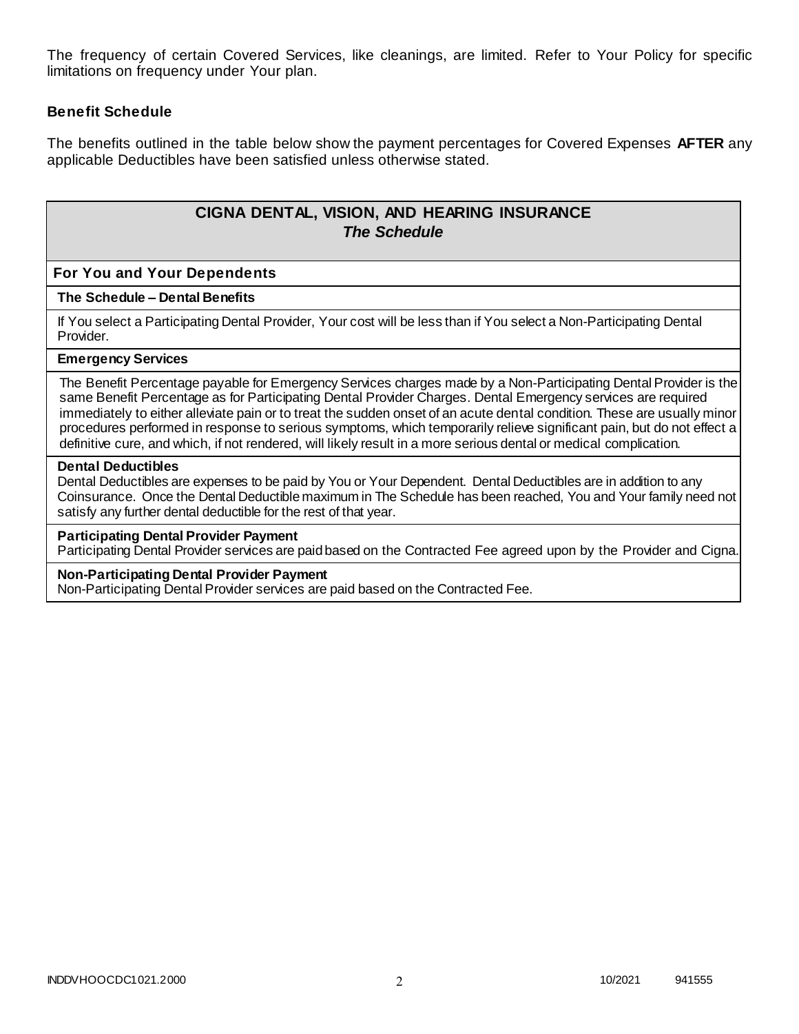The frequency of certain Covered Services, like cleanings, are limited. Refer to Your Policy for specific limitations on frequency under Your plan.

### Benefit Schedule

The benefits outlined in the table below show the payment percentages for Covered Expenses **AFTER** any applicable Deductibles have been satisfied unless otherwise stated.

## CIGNA DENTAL, VISION, AND HEARING INSURANCE
***The Schedule***

### For You and Your Dependents

**The Schedule – Dental Benefits**

If You select a Participating Dental Provider, Your cost will be less than if You select a Non-Participating Dental Provider.

**Emergency Services**

The Benefit Percentage payable for Emergency Services charges made by a Non-Participating Dental Provider is the same Benefit Percentage as for Participating Dental Provider Charges. Dental Emergency services are required immediately to either alleviate pain or to treat the sudden onset of an acute dental condition. These are usually minor procedures performed in response to serious symptoms, which temporarily relieve significant pain, but do not effect a definitive cure, and which, if not rendered, will likely result in a more serious dental or medical complication.

**Dental Deductibles**

Dental Deductibles are expenses to be paid by You or Your Dependent. Dental Deductibles are in addition to any Coinsurance. Once the Dental Deductible maximum in The Schedule has been reached, You and Your family need not satisfy any further dental deductible for the rest of that year.

**Participating Dental Provider Payment**

Participating Dental Provider services are paid based on the Contracted Fee agreed upon by the Provider and Cigna.

**Non-Participating Dental Provider Payment**

Non-Participating Dental Provider services are paid based on the Contracted Fee.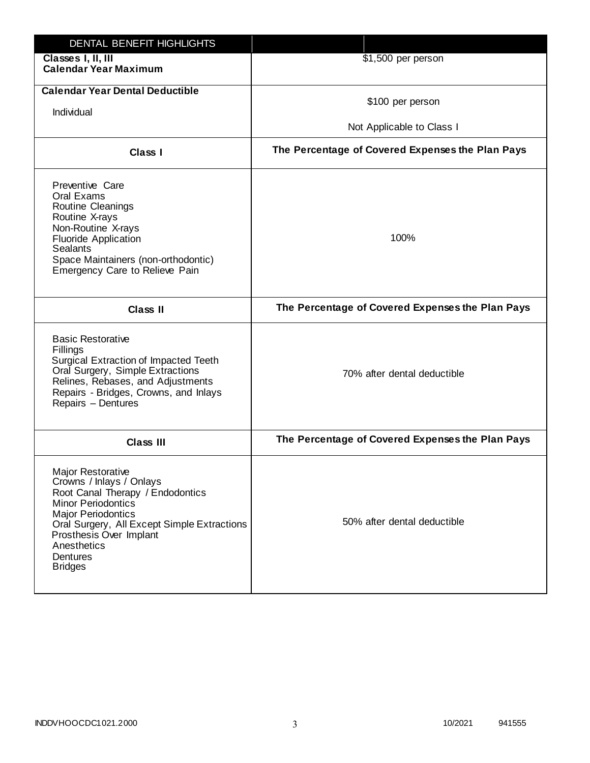| DENTAL BENEFIT HIGHLIGHTS | |
|---|---|
| **Classes I, II, III**<br>**Calendar Year Maximum** | $1,500 per person |
| **Calendar Year Dental Deductible**<br>Individual | $100 per person<br>Not Applicable to Class I |
| **Class I** | **The Percentage of Covered Expenses the Plan Pays** |
| Preventive Care<br>Oral Exams<br>Routine Cleanings<br>Routine X-rays<br>Non-Routine X-rays<br>Fluoride Application<br>Sealants<br>Space Maintainers (non-orthodontic)<br>Emergency Care to Relieve Pain | 100% |
| **Class II** | **The Percentage of Covered Expenses the Plan Pays** |
| Basic Restorative<br>Fillings<br>Surgical Extraction of Impacted Teeth<br>Oral Surgery, Simple Extractions<br>Relines, Rebases, and Adjustments<br>Repairs - Bridges, Crowns, and Inlays<br>Repairs – Dentures | 70% after dental deductible |
| **Class III** | **The Percentage of Covered Expenses the Plan Pays** |
| Major Restorative<br>Crowns / Inlays / Onlays<br>Root Canal Therapy / Endodontics<br>Minor Periodontics<br>Major Periodontics<br>Oral Surgery, All Except Simple Extractions<br>Prosthesis Over Implant<br>Anesthetics<br>Dentures<br>Bridges | 50% after dental deductible |

INDDVHOOCDC1021.2000 10/2021 941555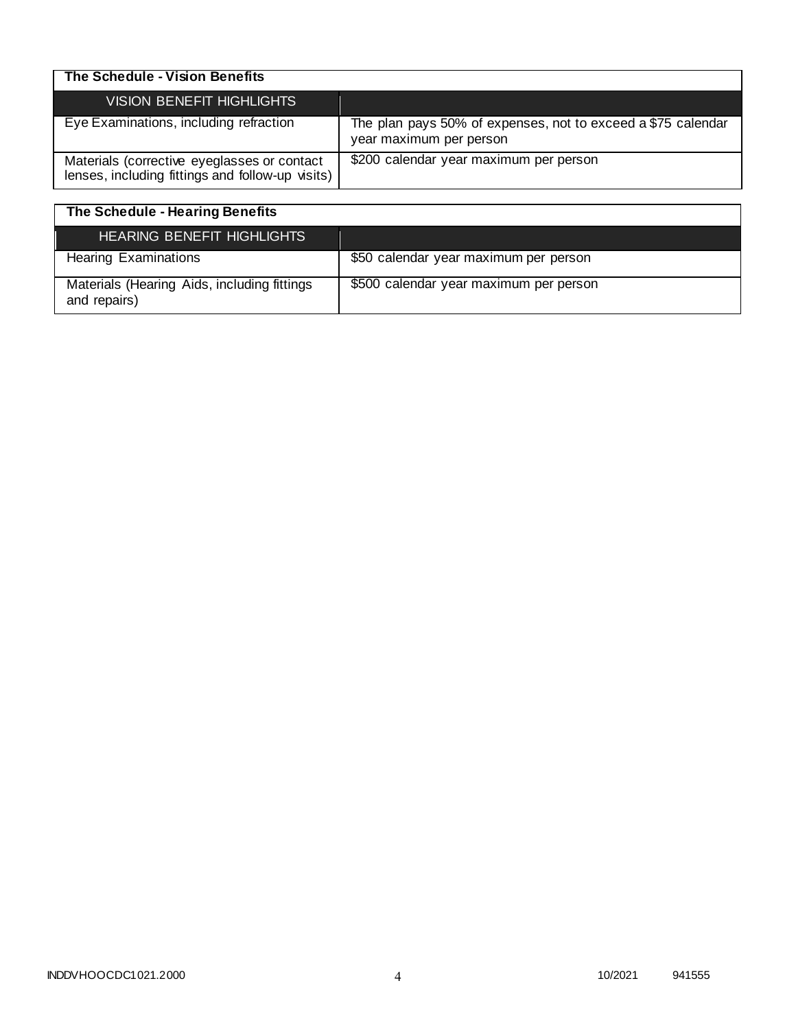**The Schedule - Vision Benefits**

| VISION BENEFIT HIGHLIGHTS | |
| --- | --- |
| Eye Examinations, including refraction | The plan pays 50% of expenses, not to exceed a $75 calendar year maximum per person |
| Materials (corrective eyeglasses or contact lenses, including fittings and follow-up visits) | $200 calendar year maximum per person |

**The Schedule - Hearing Benefits**

| HEARING BENEFIT HIGHLIGHTS | |
| --- | --- |
| Hearing Examinations | $50 calendar year maximum per person |
| Materials (Hearing Aids, including fittings and repairs) | $500 calendar year maximum per person |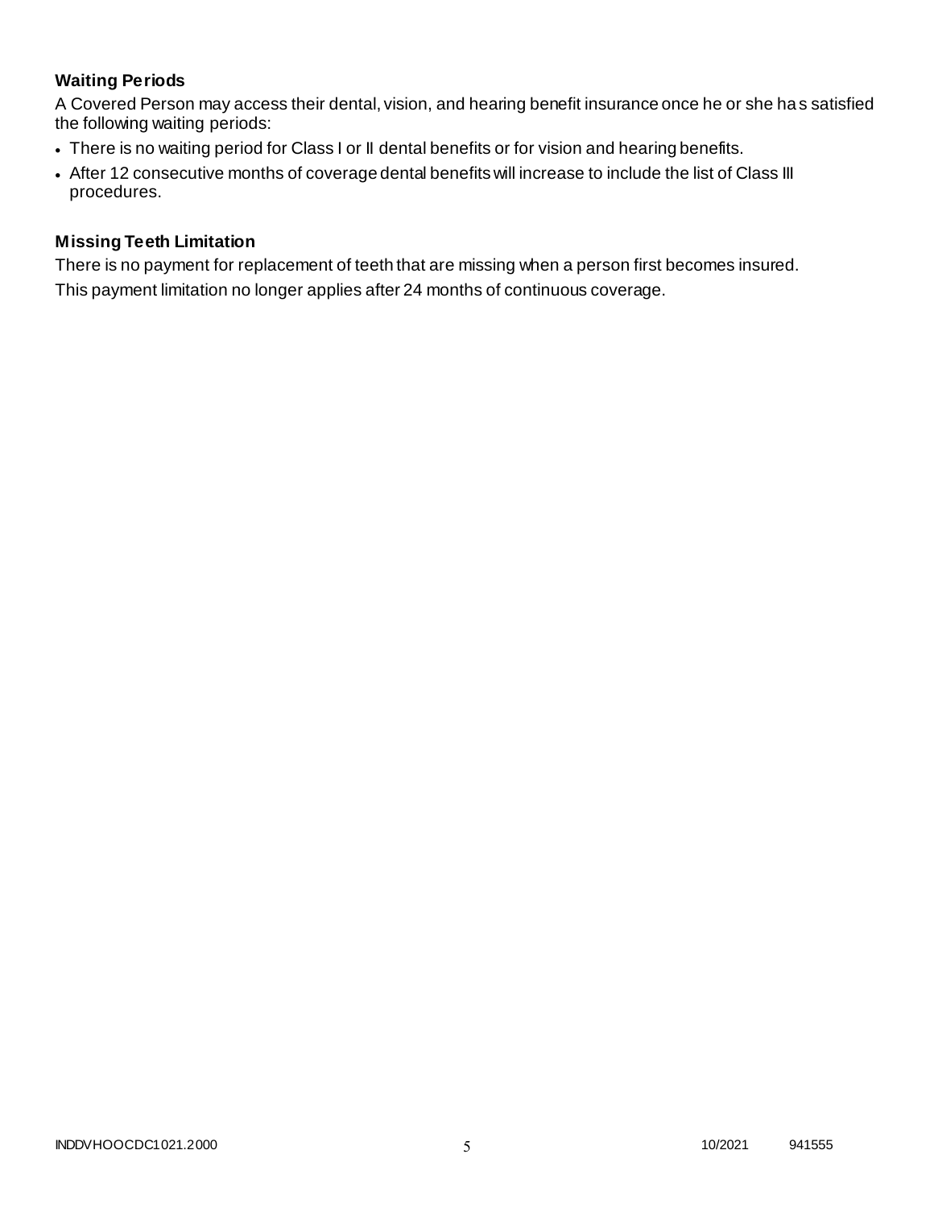**Waiting Periods**

A Covered Person may access their dental, vision, and hearing benefit insurance once he or she has satisfied the following waiting periods:

- There is no waiting period for Class I or II dental benefits or for vision and hearing benefits.
- After 12 consecutive months of coverage dental benefits will increase to include the list of Class III procedures.

**Missing Teeth Limitation**

There is no payment for replacement of teeth that are missing when a person first becomes insured.

This payment limitation no longer applies after 24 months of continuous coverage.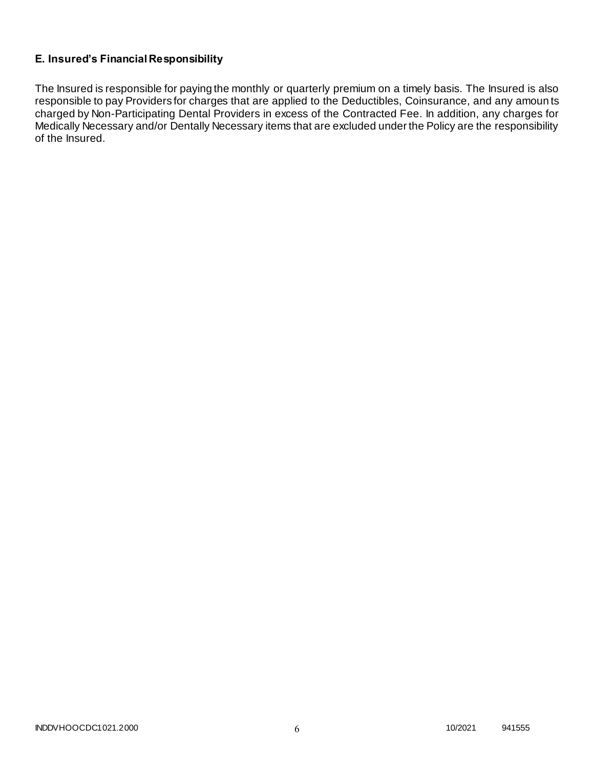### E. Insured's Financial Responsibility

The Insured is responsible for paying the monthly or quarterly premium on a timely basis. The Insured is also responsible to pay Providers for charges that are applied to the Deductibles, Coinsurance, and any amounts charged by Non-Participating Dental Providers in excess of the Contracted Fee. In addition, any charges for Medically Necessary and/or Dentally Necessary items that are excluded under the Policy are the responsibility of the Insured.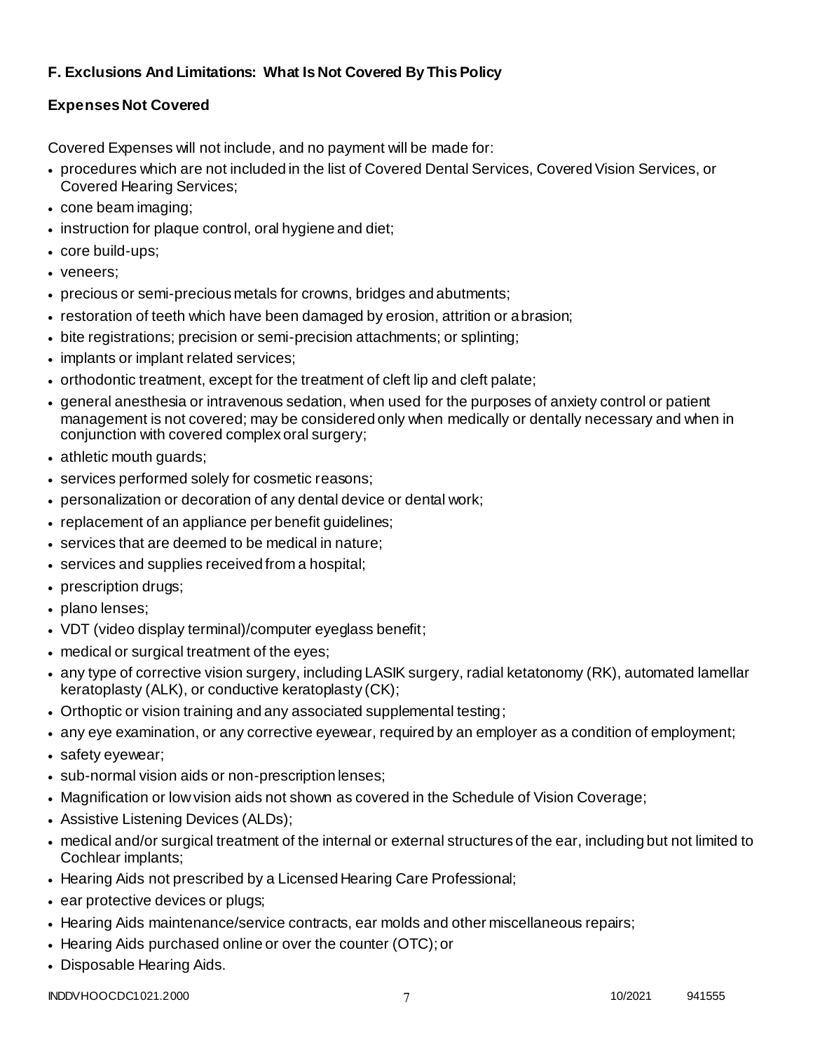**F. Exclusions And Limitations: What Is Not Covered By This Policy**

**Expenses Not Covered**

Covered Expenses will not include, and no payment will be made for:

- procedures which are not included in the list of Covered Dental Services, Covered Vision Services, or Covered Hearing Services;
- cone beam imaging;
- instruction for plaque control, oral hygiene and diet;
- core build-ups;
- veneers;
- precious or semi-precious metals for crowns, bridges and abutments;
- restoration of teeth which have been damaged by erosion, attrition or abrasion;
- bite registrations; precision or semi-precision attachments; or splinting;
- implants or implant related services;
- orthodontic treatment, except for the treatment of cleft lip and cleft palate;
- general anesthesia or intravenous sedation, when used for the purposes of anxiety control or patient management is not covered; may be considered only when medically or dentally necessary and when in conjunction with covered complex oral surgery;
- athletic mouth guards;
- services performed solely for cosmetic reasons;
- personalization or decoration of any dental device or dental work;
- replacement of an appliance per benefit guidelines;
- services that are deemed to be medical in nature;
- services and supplies received from a hospital;
- prescription drugs;
- plano lenses;
- VDT (video display terminal)/computer eyeglass benefit;
- medical or surgical treatment of the eyes;
- any type of corrective vision surgery, including LASIK surgery, radial ketatonomy (RK), automated lamellar keratoplasty (ALK), or conductive keratoplasty (CK);
- Orthoptic or vision training and any associated supplemental testing;
- any eye examination, or any corrective eyewear, required by an employer as a condition of employment;
- safety eyewear;
- sub-normal vision aids or non-prescription lenses;
- Magnification or low vision aids not shown as covered in the Schedule of Vision Coverage;
- Assistive Listening Devices (ALDs);
- medical and/or surgical treatment of the internal or external structures of the ear, including but not limited to Cochlear implants;
- Hearing Aids not prescribed by a Licensed Hearing Care Professional;
- ear protective devices or plugs;
- Hearing Aids maintenance/service contracts, ear molds and other miscellaneous repairs;
- Hearing Aids purchased online or over the counter (OTC); or
- Disposable Hearing Aids.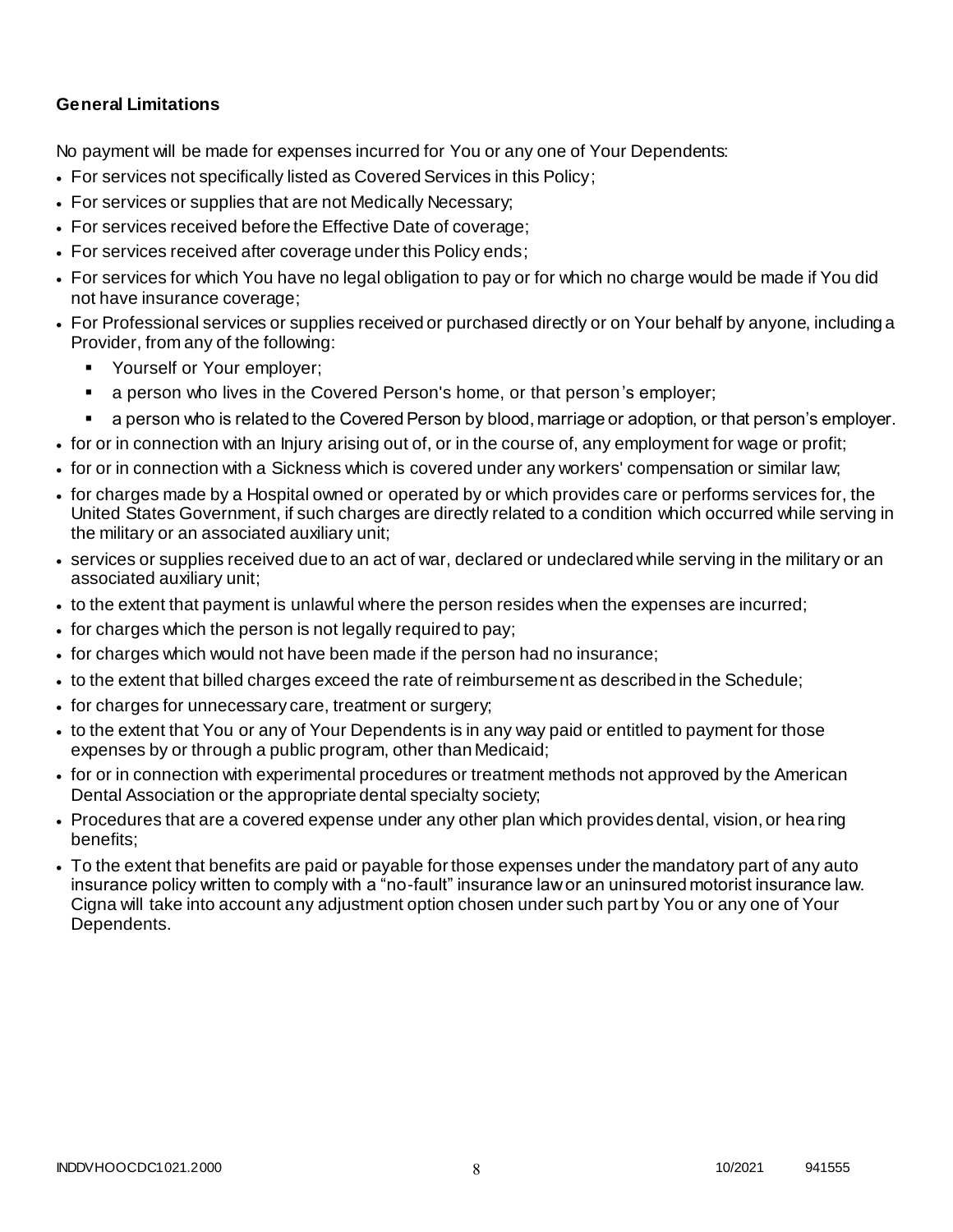**General Limitations**

No payment will be made for expenses incurred for You or any one of Your Dependents:

- For services not specifically listed as Covered Services in this Policy;
- For services or supplies that are not Medically Necessary;
- For services received before the Effective Date of coverage;
- For services received after coverage under this Policy ends;
- For services for which You have no legal obligation to pay or for which no charge would be made if You did not have insurance coverage;
- For Professional services or supplies received or purchased directly or on Your behalf by anyone, including a Provider, from any of the following:
  - Yourself or Your employer;
  - a person who lives in the Covered Person's home, or that person's employer;
  - a person who is related to the Covered Person by blood, marriage or adoption, or that person's employer.
- for or in connection with an Injury arising out of, or in the course of, any employment for wage or profit;
- for or in connection with a Sickness which is covered under any workers' compensation or similar law;
- for charges made by a Hospital owned or operated by or which provides care or performs services for, the United States Government, if such charges are directly related to a condition which occurred while serving in the military or an associated auxiliary unit;
- services or supplies received due to an act of war, declared or undeclared while serving in the military or an associated auxiliary unit;
- to the extent that payment is unlawful where the person resides when the expenses are incurred;
- for charges which the person is not legally required to pay;
- for charges which would not have been made if the person had no insurance;
- to the extent that billed charges exceed the rate of reimbursement as described in the Schedule;
- for charges for unnecessary care, treatment or surgery;
- to the extent that You or any of Your Dependents is in any way paid or entitled to payment for those expenses by or through a public program, other than Medicaid;
- for or in connection with experimental procedures or treatment methods not approved by the American Dental Association or the appropriate dental specialty society;
- Procedures that are a covered expense under any other plan which provides dental, vision, or hearing benefits;
- To the extent that benefits are paid or payable for those expenses under the mandatory part of any auto insurance policy written to comply with a "no-fault" insurance law or an uninsured motorist insurance law. Cigna will take into account any adjustment option chosen under such part by You or any one of Your Dependents.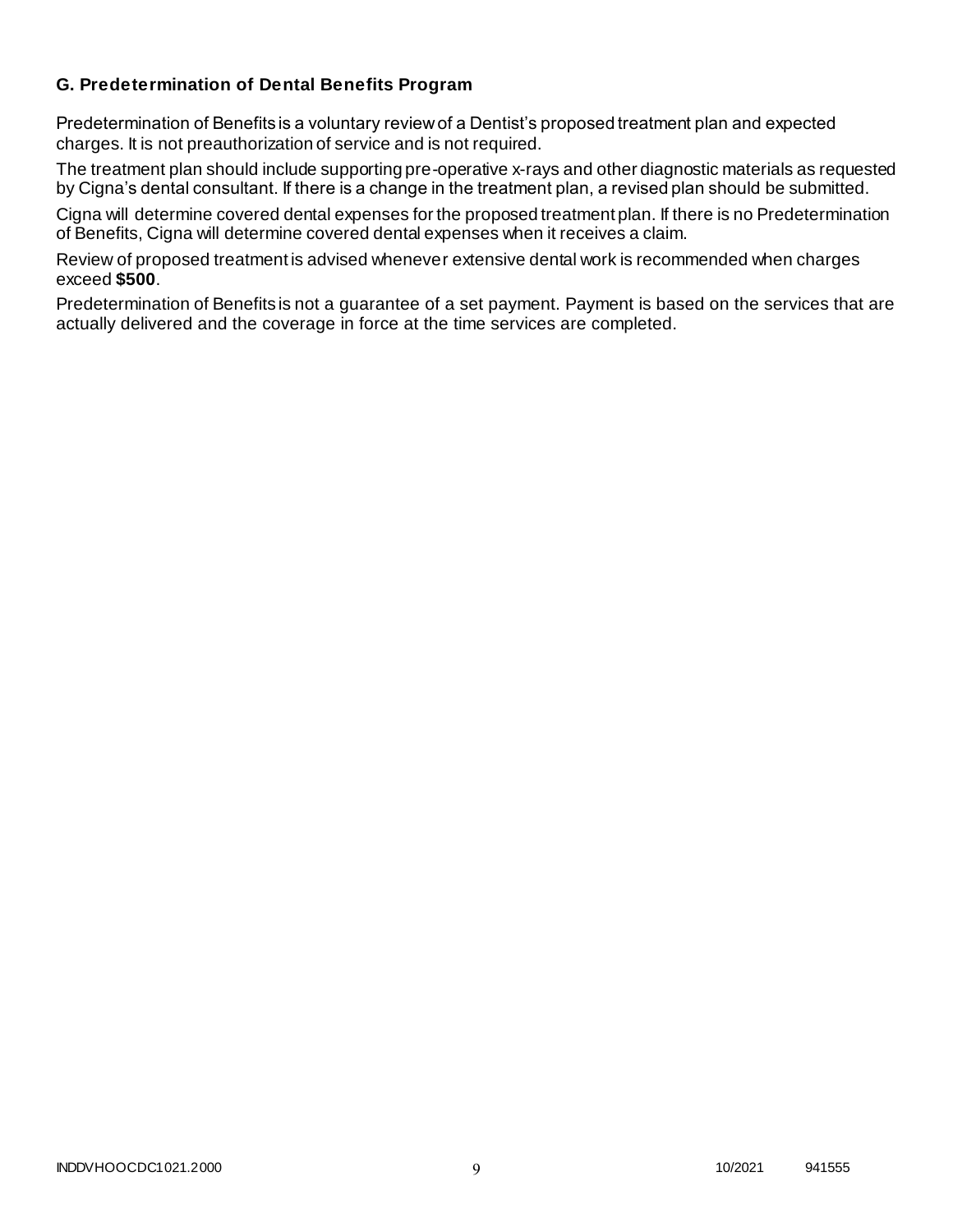### G. Predetermination of Dental Benefits Program

Predetermination of Benefits is a voluntary review of a Dentist's proposed treatment plan and expected charges. It is not preauthorization of service and is not required.

The treatment plan should include supporting pre-operative x-rays and other diagnostic materials as requested by Cigna's dental consultant. If there is a change in the treatment plan, a revised plan should be submitted.

Cigna will determine covered dental expenses for the proposed treatment plan. If there is no Predetermination of Benefits, Cigna will determine covered dental expenses when it receives a claim.

Review of proposed treatment is advised whenever extensive dental work is recommended when charges exceed **$500**.

Predetermination of Benefits is not a guarantee of a set payment. Payment is based on the services that are actually delivered and the coverage in force at the time services are completed.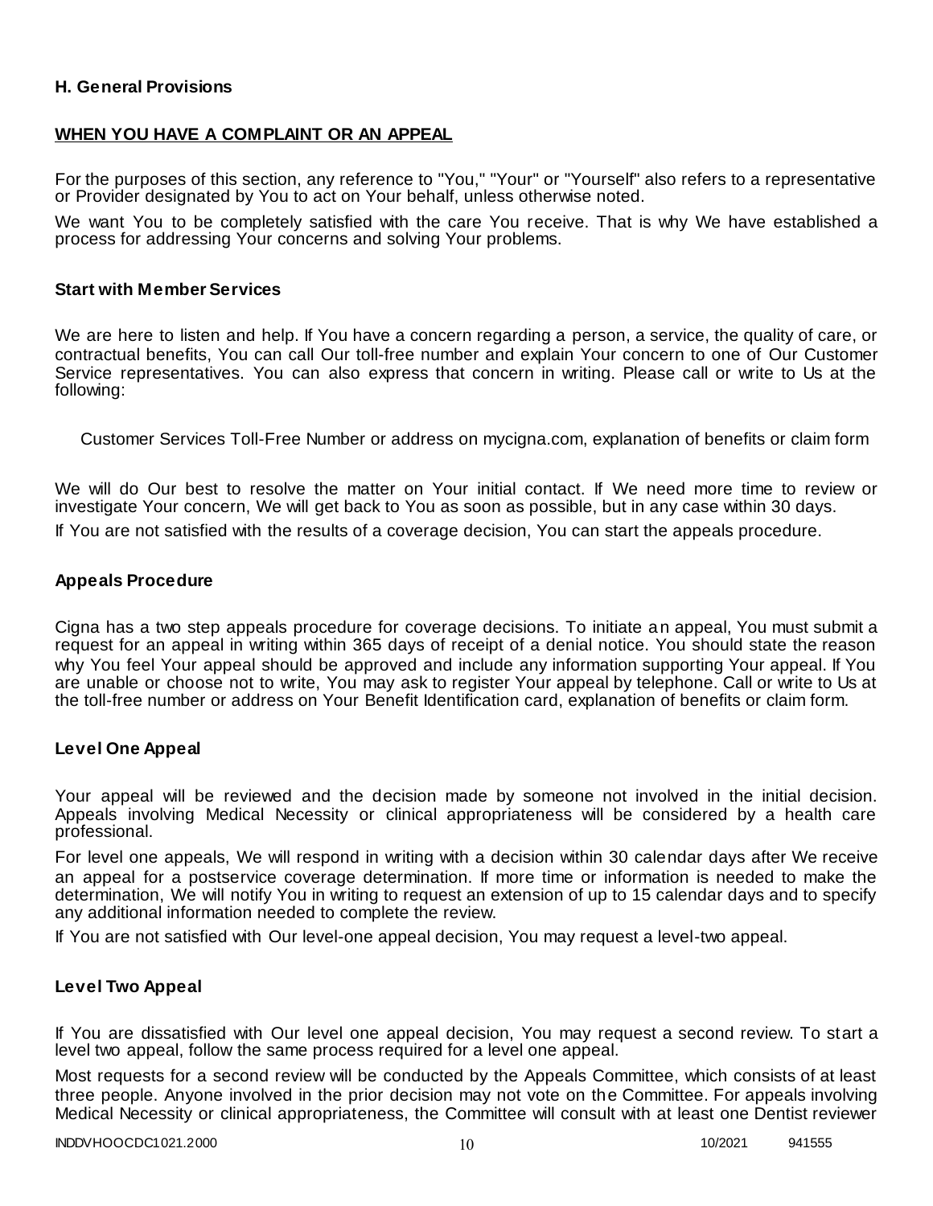### H. General Provisions

#### WHEN YOU HAVE A COMPLAINT OR AN APPEAL

For the purposes of this section, any reference to "You," "Your" or "Yourself" also refers to a representative or Provider designated by You to act on Your behalf, unless otherwise noted.

We want You to be completely satisfied with the care You receive. That is why We have established a process for addressing Your concerns and solving Your problems.

#### Start with Member Services

We are here to listen and help. If You have a concern regarding a person, a service, the quality of care, or contractual benefits, You can call Our toll-free number and explain Your concern to one of Our Customer Service representatives. You can also express that concern in writing. Please call or write to Us at the following:

Customer Services Toll-Free Number or address on mycigna.com, explanation of benefits or claim form

We will do Our best to resolve the matter on Your initial contact. If We need more time to review or investigate Your concern, We will get back to You as soon as possible, but in any case within 30 days.

If You are not satisfied with the results of a coverage decision, You can start the appeals procedure.

#### Appeals Procedure

Cigna has a two step appeals procedure for coverage decisions. To initiate an appeal, You must submit a request for an appeal in writing within 365 days of receipt of a denial notice. You should state the reason why You feel Your appeal should be approved and include any information supporting Your appeal. If You are unable or choose not to write, You may ask to register Your appeal by telephone. Call or write to Us at the toll-free number or address on Your Benefit Identification card, explanation of benefits or claim form.

#### Level One Appeal

Your appeal will be reviewed and the decision made by someone not involved in the initial decision. Appeals involving Medical Necessity or clinical appropriateness will be considered by a health care professional.

For level one appeals, We will respond in writing with a decision within 30 calendar days after We receive an appeal for a postservice coverage determination. If more time or information is needed to make the determination, We will notify You in writing to request an extension of up to 15 calendar days and to specify any additional information needed to complete the review.

If You are not satisfied with Our level-one appeal decision, You may request a level-two appeal.

#### Level Two Appeal

If You are dissatisfied with Our level one appeal decision, You may request a second review. To start a level two appeal, follow the same process required for a level one appeal.

Most requests for a second review will be conducted by the Appeals Committee, which consists of at least three people. Anyone involved in the prior decision may not vote on the Committee. For appeals involving Medical Necessity or clinical appropriateness, the Committee will consult with at least one Dentist reviewer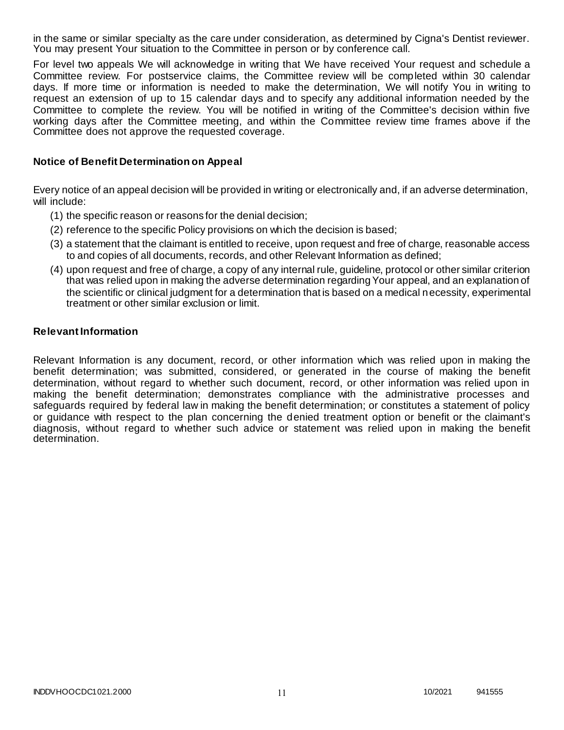in the same or similar specialty as the care under consideration, as determined by Cigna's Dentist reviewer. You may present Your situation to the Committee in person or by conference call.

For level two appeals We will acknowledge in writing that We have received Your request and schedule a Committee review. For postservice claims, the Committee review will be completed within 30 calendar days. If more time or information is needed to make the determination, We will notify You in writing to request an extension of up to 15 calendar days and to specify any additional information needed by the Committee to complete the review. You will be notified in writing of the Committee's decision within five working days after the Committee meeting, and within the Committee review time frames above if the Committee does not approve the requested coverage.

### Notice of Benefit Determination on Appeal

Every notice of an appeal decision will be provided in writing or electronically and, if an adverse determination, will include:

(1) the specific reason or reasons for the denial decision;

(2) reference to the specific Policy provisions on which the decision is based;

(3) a statement that the claimant is entitled to receive, upon request and free of charge, reasonable access to and copies of all documents, records, and other Relevant Information as defined;

(4) upon request and free of charge, a copy of any internal rule, guideline, protocol or other similar criterion that was relied upon in making the adverse determination regarding Your appeal, and an explanation of the scientific or clinical judgment for a determination that is based on a medical necessity, experimental treatment or other similar exclusion or limit.

### Relevant Information

Relevant Information is any document, record, or other information which was relied upon in making the benefit determination; was submitted, considered, or generated in the course of making the benefit determination, without regard to whether such document, record, or other information was relied upon in making the benefit determination; demonstrates compliance with the administrative processes and safeguards required by federal law in making the benefit determination; or constitutes a statement of policy or guidance with respect to the plan concerning the denied treatment option or benefit or the claimant's diagnosis, without regard to whether such advice or statement was relied upon in making the benefit determination.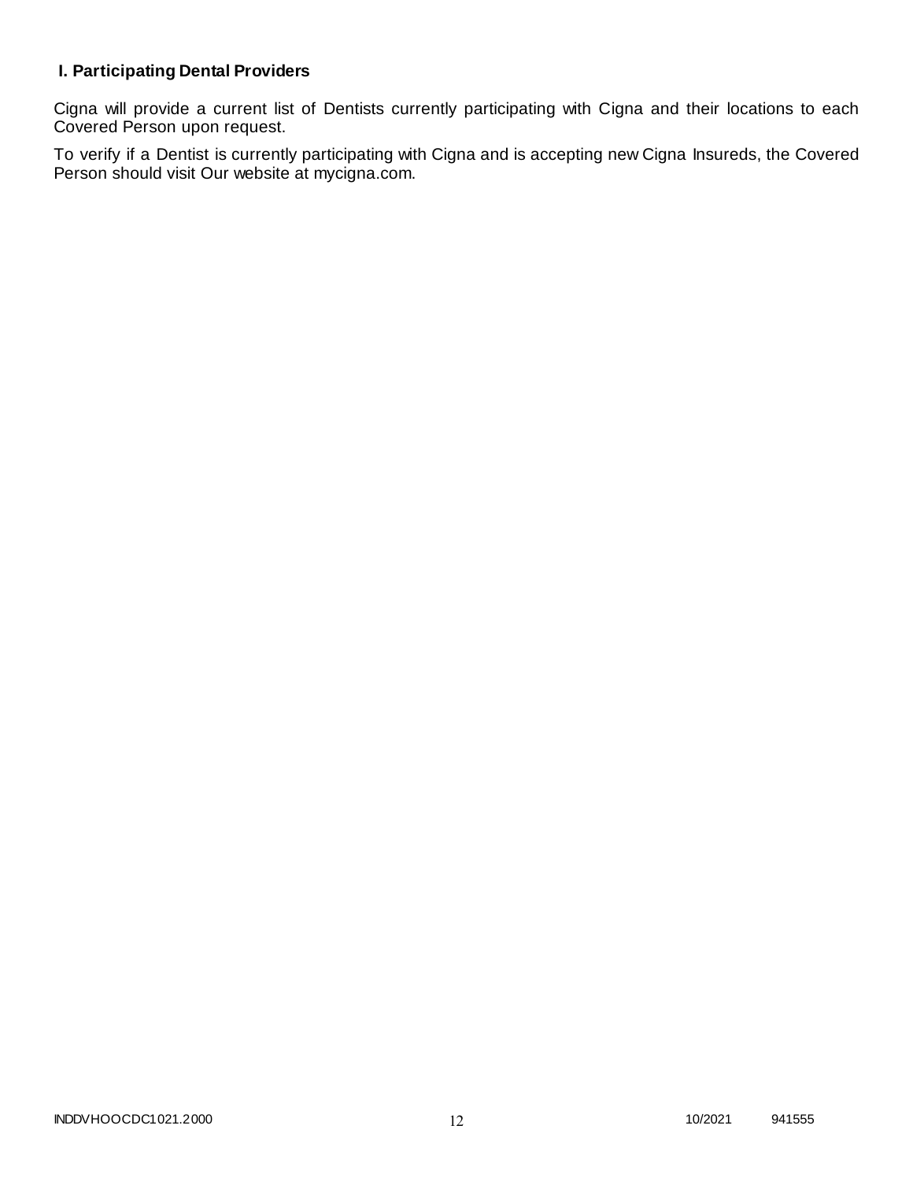### I. Participating Dental Providers

Cigna will provide a current list of Dentists currently participating with Cigna and their locations to each Covered Person upon request.

To verify if a Dentist is currently participating with Cigna and is accepting new Cigna Insureds, the Covered Person should visit Our website at mycigna.com.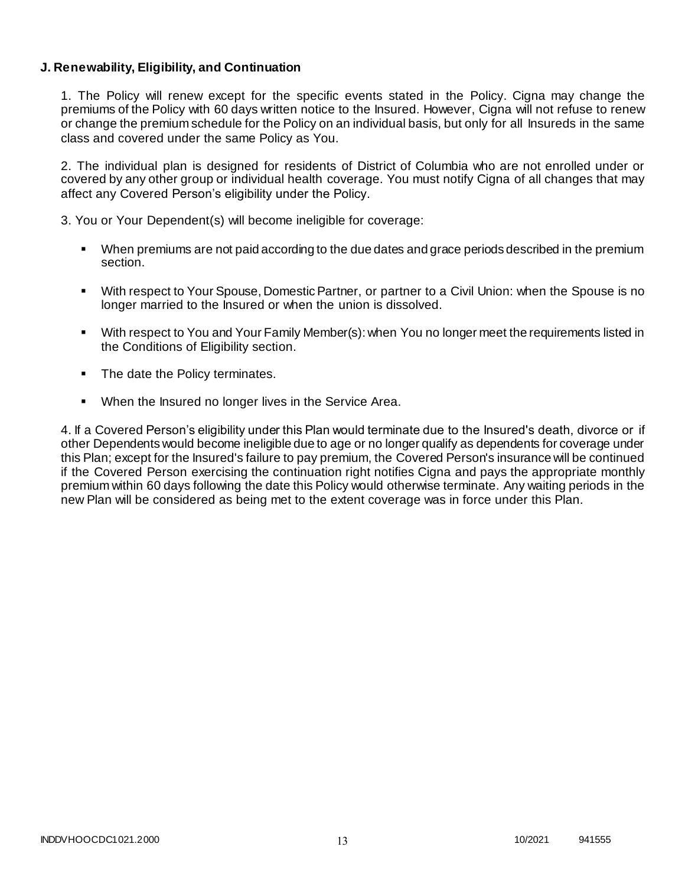**J. Renewability, Eligibility, and Continuation**

1. The Policy will renew except for the specific events stated in the Policy. Cigna may change the premiums of the Policy with 60 days written notice to the Insured. However, Cigna will not refuse to renew or change the premium schedule for the Policy on an individual basis, but only for all Insureds in the same class and covered under the same Policy as You.

2. The individual plan is designed for residents of District of Columbia who are not enrolled under or covered by any other group or individual health coverage. You must notify Cigna of all changes that may affect any Covered Person's eligibility under the Policy.

3. You or Your Dependent(s) will become ineligible for coverage:

- When premiums are not paid according to the due dates and grace periods described in the premium section.
- With respect to Your Spouse, Domestic Partner, or partner to a Civil Union: when the Spouse is no longer married to the Insured or when the union is dissolved.
- With respect to You and Your Family Member(s): when You no longer meet the requirements listed in the Conditions of Eligibility section.
- The date the Policy terminates.
- When the Insured no longer lives in the Service Area.

4. If a Covered Person's eligibility under this Plan would terminate due to the Insured's death, divorce or if other Dependents would become ineligible due to age or no longer qualify as dependents for coverage under this Plan; except for the Insured's failure to pay premium, the Covered Person's insurance will be continued if the Covered Person exercising the continuation right notifies Cigna and pays the appropriate monthly premium within 60 days following the date this Policy would otherwise terminate. Any waiting periods in the new Plan will be considered as being met to the extent coverage was in force under this Plan.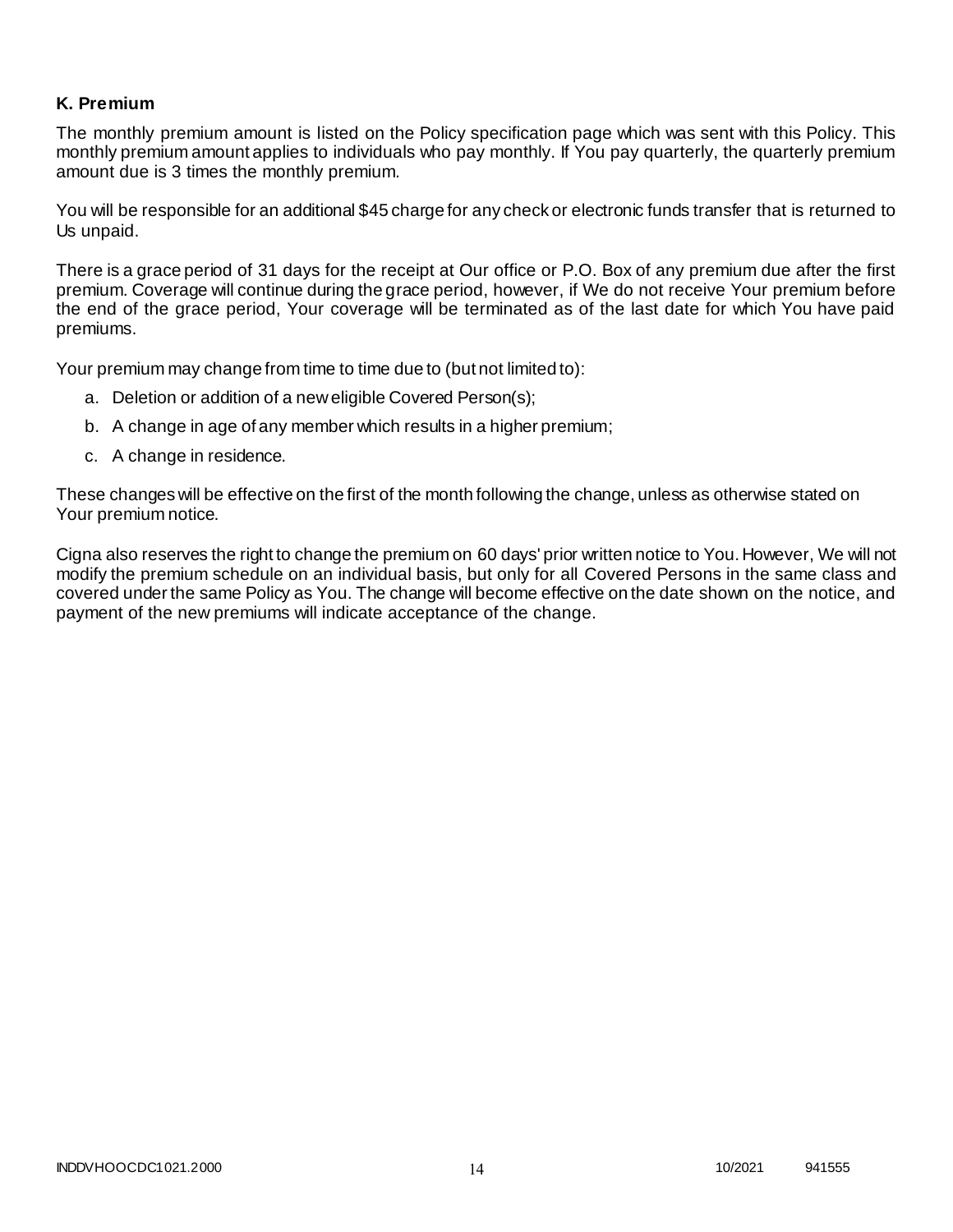### K. Premium

The monthly premium amount is listed on the Policy specification page which was sent with this Policy. This monthly premium amount applies to individuals who pay monthly. If You pay quarterly, the quarterly premium amount due is 3 times the monthly premium.

You will be responsible for an additional $45 charge for any check or electronic funds transfer that is returned to Us unpaid.

There is a grace period of 31 days for the receipt at Our office or P.O. Box of any premium due after the first premium. Coverage will continue during the grace period, however, if We do not receive Your premium before the end of the grace period, Your coverage will be terminated as of the last date for which You have paid premiums.

Your premium may change from time to time due to (but not limited to):

a. Deletion or addition of a new eligible Covered Person(s);
b. A change in age of any member which results in a higher premium;
c. A change in residence.

These changes will be effective on the first of the month following the change, unless as otherwise stated on Your premium notice.

Cigna also reserves the right to change the premium on 60 days' prior written notice to You. However, We will not modify the premium schedule on an individual basis, but only for all Covered Persons in the same class and covered under the same Policy as You. The change will become effective on the date shown on the notice, and payment of the new premiums will indicate acceptance of the change.